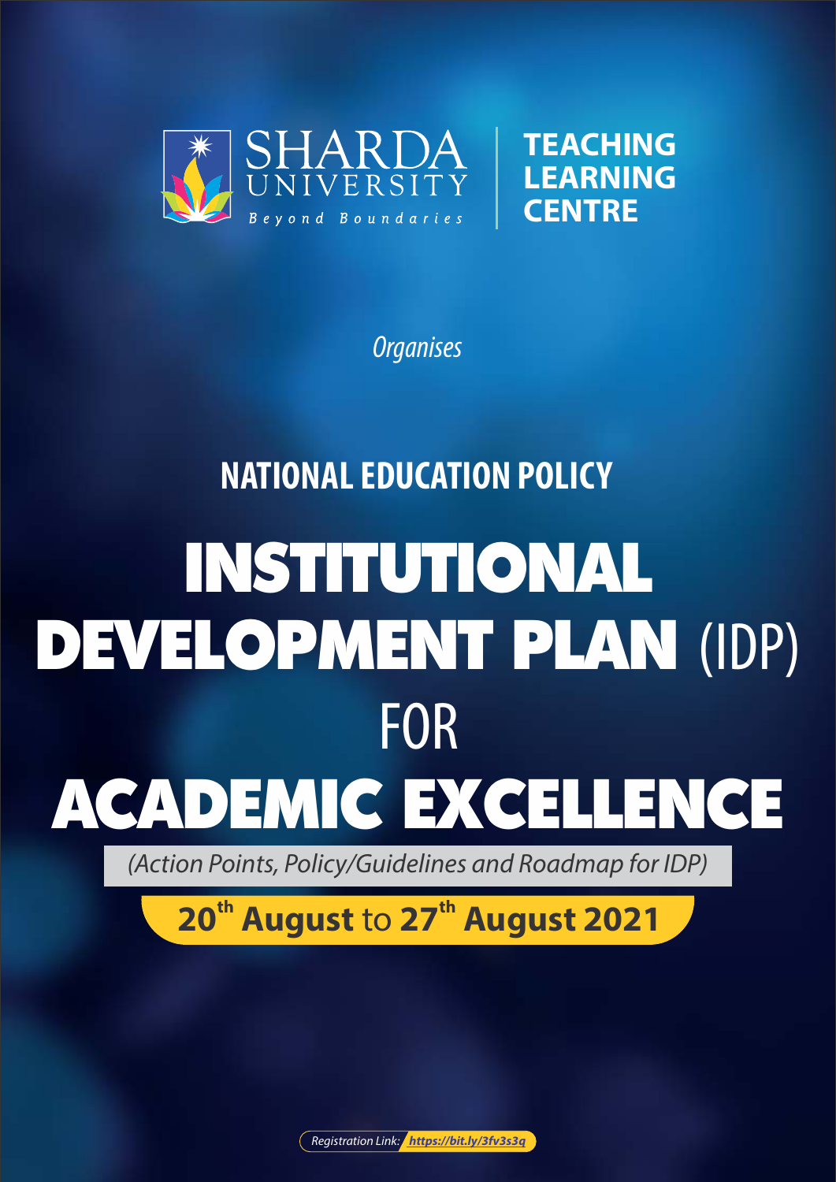SHARDA UNIVERSITY

*Beyond Boundaries*

**TEACHING LEARNING CENTRE**

*Organises*

## NATIONAL EDUCATION POLICY

# INSTITUTIONAL DEVELOPMENT PLAN (IDP) FOR ACADEMIC EXCELLENCE

*(Action Points, Policy/Guidelines and Roadmap for IDP)*

**20th August** to **27th August 2021**

*Registration Link:* ***https://bit.ly/3fv3s3q***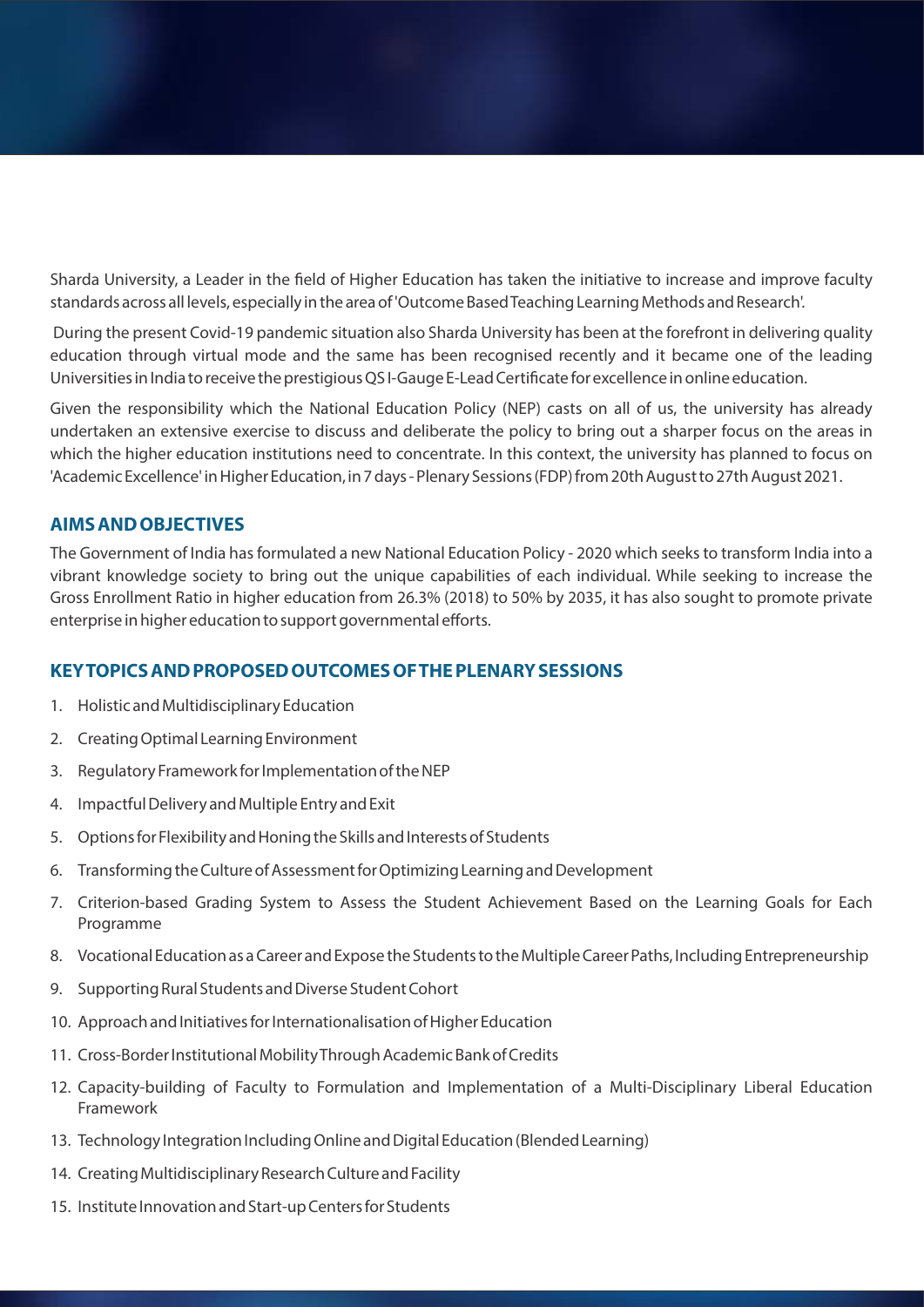Sharda University, a Leader in the field of Higher Education has taken the initiative to increase and improve faculty standards across all levels, especially in the area of 'Outcome Based Teaching Learning Methods and Research'.

During the present Covid-19 pandemic situation also Sharda University has been at the forefront in delivering quality education through virtual mode and the same has been recognised recently and it became one of the leading Universities in India to receive the prestigious QS I-Gauge E-Lead Certificate for excellence in online education.

Given the responsibility which the National Education Policy (NEP) casts on all of us, the university has already undertaken an extensive exercise to discuss and deliberate the policy to bring out a sharper focus on the areas in which the higher education institutions need to concentrate. In this context, the university has planned to focus on 'Academic Excellence' in Higher Education, in 7 days - Plenary Sessions (FDP) from 20th August to 27th August 2021.

## AIMS AND OBJECTIVES

The Government of India has formulated a new National Education Policy - 2020 which seeks to transform India into a vibrant knowledge society to bring out the unique capabilities of each individual. While seeking to increase the Gross Enrollment Ratio in higher education from 26.3% (2018) to 50% by 2035, it has also sought to promote private enterprise in higher education to support governmental efforts.

## KEY TOPICS AND PROPOSED OUTCOMES OF THE PLENARY SESSIONS

1. Holistic and Multidisciplinary Education
2. Creating Optimal Learning Environment
3. Regulatory Framework for Implementation of the NEP
4. Impactful Delivery and Multiple Entry and Exit
5. Options for Flexibility and Honing the Skills and Interests of Students
6. Transforming the Culture of Assessment for Optimizing Learning and Development
7. Criterion-based Grading System to Assess the Student Achievement Based on the Learning Goals for Each Programme
8. Vocational Education as a Career and Expose the Students to the Multiple Career Paths, Including Entrepreneurship
9. Supporting Rural Students and Diverse Student Cohort
10. Approach and Initiatives for Internationalisation of Higher Education
11. Cross-Border Institutional Mobility Through Academic Bank of Credits
12. Capacity-building of Faculty to Formulation and Implementation of a Multi-Disciplinary Liberal Education Framework
13. Technology Integration Including Online and Digital Education (Blended Learning)
14. Creating Multidisciplinary Research Culture and Facility
15. Institute Innovation and Start-up Centers for Students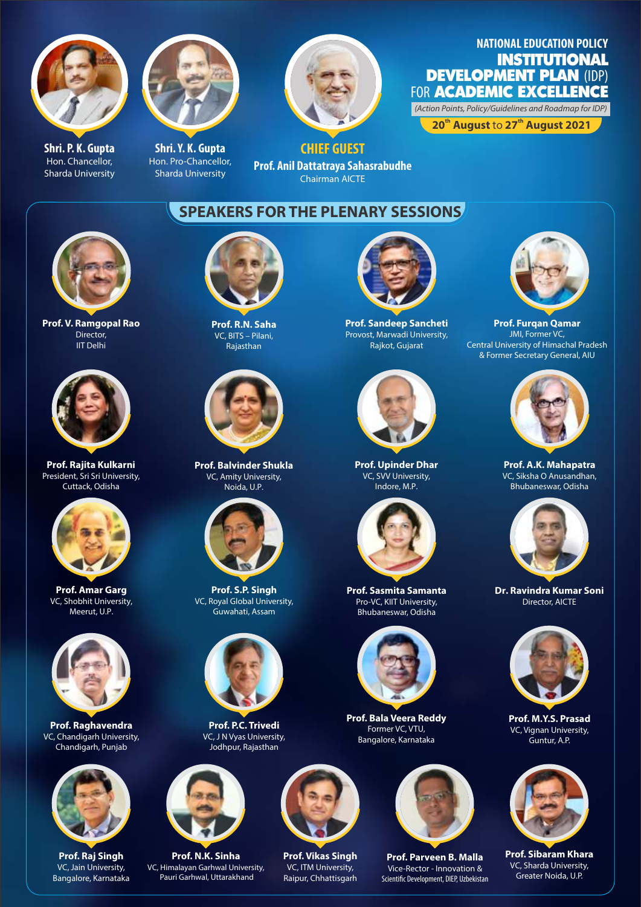# NATIONAL EDUCATION POLICY INSTITUTIONAL DEVELOPMENT PLAN (IDP) FOR ACADEMIC EXCELLENCE

*(Action Points, Policy/Guidelines and Roadmap for IDP)*

**20th August to 27th August 2021**

**Shri. P. K. Gupta**
Hon. Chancellor,
Sharda University

**Shri. Y. K. Gupta**
Hon. Pro-Chancellor,
Sharda University

**CHIEF GUEST**
**Prof. Anil Dattatraya Sahasrabudhe**
Chairman AICTE

## SPEAKERS FOR THE PLENARY SESSIONS

**Prof. V. Ramgopal Rao**
Director,
IIT Delhi

**Prof. R.N. Saha**
VC, BITS – Pilani,
Rajasthan

**Prof. Sandeep Sancheti**
Provost, Marwadi University,
Rajkot, Gujarat

**Prof. Furqan Qamar**
JMI, Former VC,
Central University of Himachal Pradesh
& Former Secretary General, AIU

**Prof. Rajita Kulkarni**
President, Sri Sri University,
Cuttack, Odisha

**Prof. Balvinder Shukla**
VC, Amity University,
Noida, U.P.

**Prof. Upinder Dhar**
VC, SVV University,
Indore, M.P.

**Prof. A.K. Mahapatra**
VC, Siksha O Anusandhan,
Bhubaneswar, Odisha

**Prof. Amar Garg**
VC, Shobhit University,
Meerut, U.P.

**Prof. S.P. Singh**
VC, Royal Global University,
Guwahati, Assam

**Prof. Sasmita Samanta**
Pro-VC, KIIT University,
Bhubaneswar, Odisha

**Dr. Ravindra Kumar Soni**
Director, AICTE

**Prof. Raghavendra**
VC, Chandigarh University,
Chandigarh, Punjab

**Prof. P.C. Trivedi**
VC, J N Vyas University,
Jodhpur, Rajasthan

**Prof. Bala Veera Reddy**
Former VC, VTU,
Bangalore, Karnataka

**Prof. M.Y.S. Prasad**
VC, Vignan University,
Guntur, A.P.

**Prof. Raj Singh**
VC, Jain University,
Bangalore, Karnataka

**Prof. N.K. Sinha**
VC, Himalayan Garhwal University,
Pauri Garhwal, Uttarakhand

**Prof. Vikas Singh**
VC, ITM University,
Raipur, Chhattisgarh

**Prof. Parveen B. Malla**
Vice-Rector - Innovation &
Scientific Development, DIEP, Uzbekistan

**Prof. Sibaram Khara**
VC, Sharda University,
Greater Noida, U.P.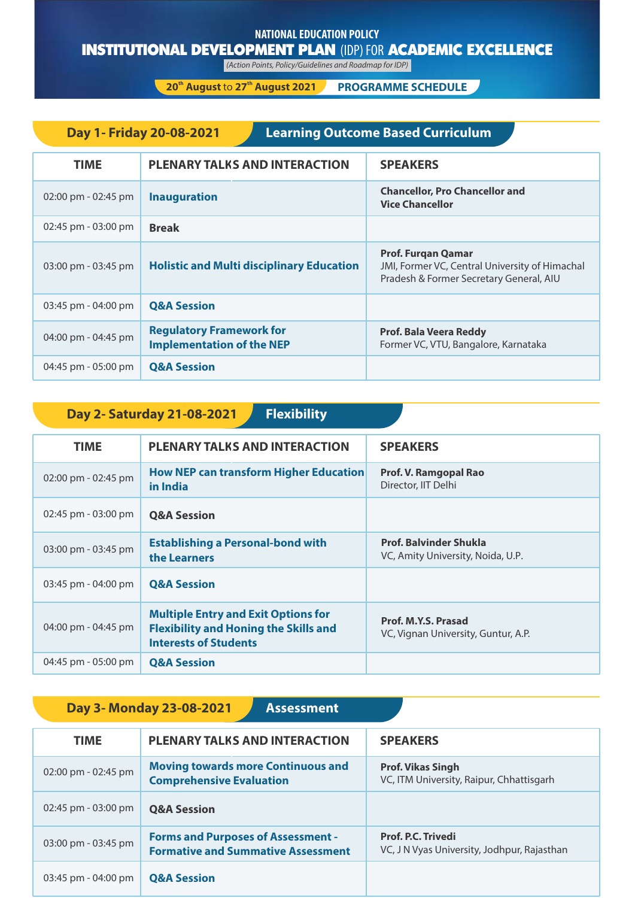NATIONAL EDUCATION POLICY

# INSTITUTIONAL DEVELOPMENT PLAN (IDP) FOR ACADEMIC EXCELLENCE

*(Action Points, Policy/Guidelines and Roadmap for IDP)*

**20th August to 27th August 2021** | **PROGRAMME SCHEDULE**

## Day 1- Friday 20-08-2021 — Learning Outcome Based Curriculum

| TIME | PLENARY TALKS AND INTERACTION | SPEAKERS |
|---|---|---|
| 02:00 pm - 02:45 pm | **Inauguration** | **Chancellor, Pro Chancellor and Vice Chancellor** |
| 02:45 pm - 03:00 pm | **Break** | |
| 03:00 pm - 03:45 pm | **Holistic and Multi disciplinary Education** | **Prof. Furqan Qamar** JMI, Former VC, Central University of Himachal Pradesh & Former Secretary General, AIU |
| 03:45 pm - 04:00 pm | **Q&A Session** | |
| 04:00 pm - 04:45 pm | **Regulatory Framework for Implementation of the NEP** | **Prof. Bala Veera Reddy** Former VC, VTU, Bangalore, Karnataka |
| 04:45 pm - 05:00 pm | **Q&A Session** | |

## Day 2- Saturday 21-08-2021 — Flexibility

| TIME | PLENARY TALKS AND INTERACTION | SPEAKERS |
|---|---|---|
| 02:00 pm - 02:45 pm | **How NEP can transform Higher Education in India** | **Prof. V. Ramgopal Rao** Director, IIT Delhi |
| 02:45 pm - 03:00 pm | **Q&A Session** | |
| 03:00 pm - 03:45 pm | **Establishing a Personal-bond with the Learners** | **Prof. Balvinder Shukla** VC, Amity University, Noida, U.P. |
| 03:45 pm - 04:00 pm | **Q&A Session** | |
| 04:00 pm - 04:45 pm | **Multiple Entry and Exit Options for Flexibility and Honing the Skills and Interests of Students** | **Prof. M.Y.S. Prasad** VC, Vignan University, Guntur, A.P. |
| 04:45 pm - 05:00 pm | **Q&A Session** | |

## Day 3- Monday 23-08-2021 — Assessment

| TIME | PLENARY TALKS AND INTERACTION | SPEAKERS |
|---|---|---|
| 02:00 pm - 02:45 pm | **Moving towards more Continuous and Comprehensive Evaluation** | **Prof. Vikas Singh** VC, ITM University, Raipur, Chhattisgarh |
| 02:45 pm - 03:00 pm | **Q&A Session** | |
| 03:00 pm - 03:45 pm | **Forms and Purposes of Assessment - Formative and Summative Assessment** | **Prof. P.C. Trivedi** VC, J N Vyas University, Jodhpur, Rajasthan |
| 03:45 pm - 04:00 pm | **Q&A Session** | |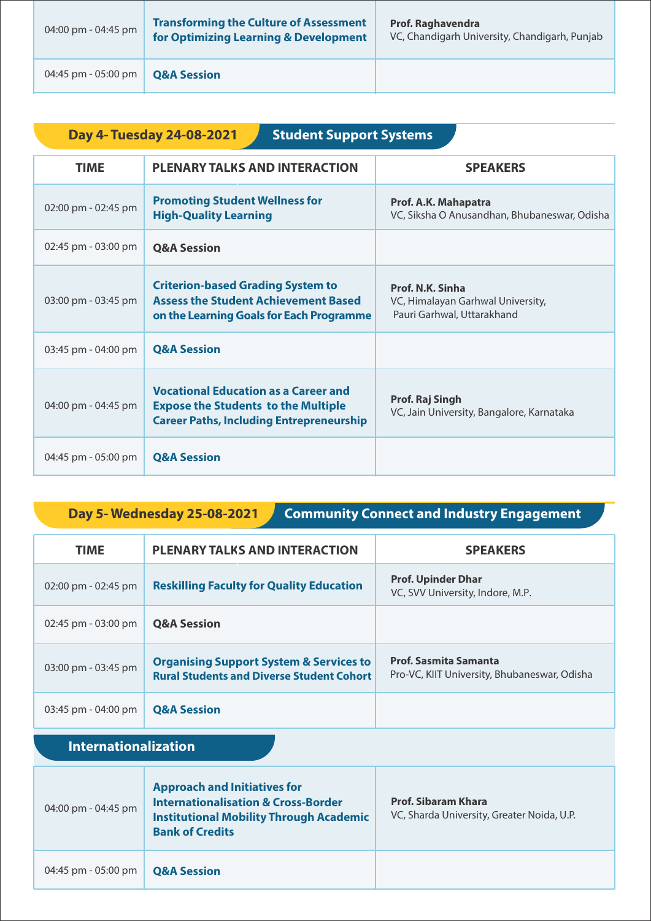| 04:00 pm - 04:45 pm | **Transforming the Culture of Assessment for Optimizing Learning & Development** | **Prof. Raghavendra** VC, Chandigarh University, Chandigarh, Punjab |
|---|---|---|
| 04:45 pm - 05:00 pm | **Q&A Session** | |

## Day 4- Tuesday 24-08-2021 — Student Support Systems

| TIME | PLENARY TALKS AND INTERACTION | SPEAKERS |
|---|---|---|
| 02:00 pm - 02:45 pm | **Promoting Student Wellness for High-Quality Learning** | **Prof. A.K. Mahapatra** VC, Siksha O Anusandhan, Bhubaneswar, Odisha |
| 02:45 pm - 03:00 pm | **Q&A Session** | |
| 03:00 pm - 03:45 pm | **Criterion-based Grading System to Assess the Student Achievement Based on the Learning Goals for Each Programme** | **Prof. N.K. Sinha** VC, Himalayan Garhwal University, Pauri Garhwal, Uttarakhand |
| 03:45 pm - 04:00 pm | **Q&A Session** | |
| 04:00 pm - 04:45 pm | **Vocational Education as a Career and Expose the Students to the Multiple Career Paths, Including Entrepreneurship** | **Prof. Raj Singh** VC, Jain University, Bangalore, Karnataka |
| 04:45 pm - 05:00 pm | **Q&A Session** | |

## Day 5- Wednesday 25-08-2021 — Community Connect and Industry Engagement

| TIME | PLENARY TALKS AND INTERACTION | SPEAKERS |
|---|---|---|
| 02:00 pm - 02:45 pm | **Reskilling Faculty for Quality Education** | **Prof. Upinder Dhar** VC, SVV University, Indore, M.P. |
| 02:45 pm - 03:00 pm | **Q&A Session** | |
| 03:00 pm - 03:45 pm | **Organising Support System & Services to Rural Students and Diverse Student Cohort** | **Prof. Sasmita Samanta** Pro-VC, KIIT University, Bhubaneswar, Odisha |
| 03:45 pm - 04:00 pm | **Q&A Session** | |

### Internationalization

| TIME | PLENARY TALKS AND INTERACTION | SPEAKERS |
|---|---|---|
| 04:00 pm - 04:45 pm | **Approach and Initiatives for Internationalisation & Cross-Border Institutional Mobility Through Academic Bank of Credits** | **Prof. Sibaram Khara** VC, Sharda University, Greater Noida, U.P. |
| 04:45 pm - 05:00 pm | **Q&A Session** | |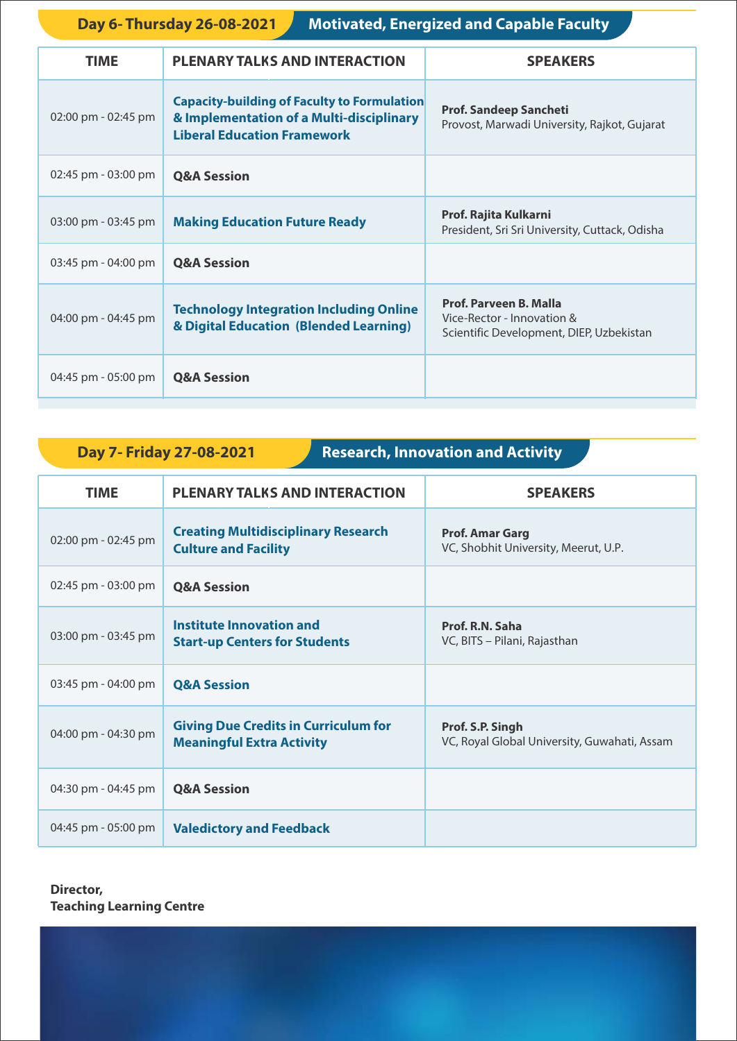## Day 6- Thursday 26-08-2021 — Motivated, Energized and Capable Faculty

| TIME | PLENARY TALKS AND INTERACTION | SPEAKERS |
|---|---|---|
| 02:00 pm - 02:45 pm | **Capacity-building of Faculty to Formulation & Implementation of a Multi-disciplinary Liberal Education Framework** | **Prof. Sandeep Sancheti** Provost, Marwadi University, Rajkot, Gujarat |
| 02:45 pm - 03:00 pm | **Q&A Session** | |
| 03:00 pm - 03:45 pm | **Making Education Future Ready** | **Prof. Rajita Kulkarni** President, Sri Sri University, Cuttack, Odisha |
| 03:45 pm - 04:00 pm | **Q&A Session** | |
| 04:00 pm - 04:45 pm | **Technology Integration Including Online & Digital Education (Blended Learning)** | **Prof. Parveen B. Malla** Vice-Rector - Innovation & Scientific Development, DIEP, Uzbekistan |
| 04:45 pm - 05:00 pm | **Q&A Session** | |

## Day 7- Friday 27-08-2021 — Research, Innovation and Activity

| TIME | PLENARY TALKS AND INTERACTION | SPEAKERS |
|---|---|---|
| 02:00 pm - 02:45 pm | **Creating Multidisciplinary Research Culture and Facility** | **Prof. Amar Garg** VC, Shobhit University, Meerut, U.P. |
| 02:45 pm - 03:00 pm | **Q&A Session** | |
| 03:00 pm - 03:45 pm | **Institute Innovation and Start-up Centers for Students** | **Prof. R.N. Saha** VC, BITS – Pilani, Rajasthan |
| 03:45 pm - 04:00 pm | **Q&A Session** | |
| 04:00 pm - 04:30 pm | **Giving Due Credits in Curriculum for Meaningful Extra Activity** | **Prof. S.P. Singh** VC, Royal Global University, Guwahati, Assam |
| 04:30 pm - 04:45 pm | **Q&A Session** | |
| 04:45 pm - 05:00 pm | **Valedictory and Feedback** | |

**Director,**
**Teaching Learning Centre**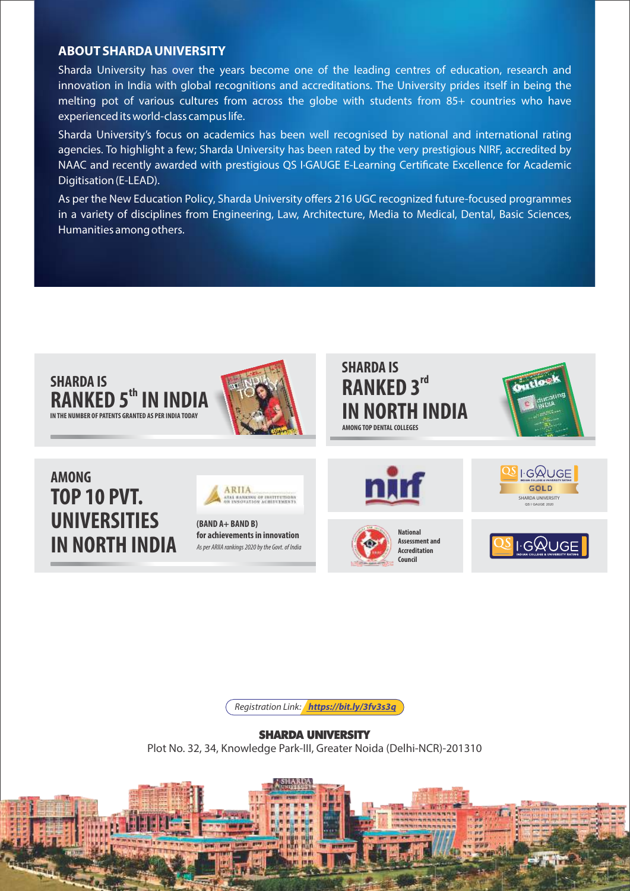## ABOUT SHARDA UNIVERSITY

Sharda University has over the years become one of the leading centres of education, research and innovation in India with global recognitions and accreditations. The University prides itself in being the melting pot of various cultures from across the globe with students from 85+ countries who have experienced its world-class campus life.

Sharda University's focus on academics has been well recognised by national and international rating agencies. To highlight a few; Sharda University has been rated by the very prestigious NIRF, accredited by NAAC and recently awarded with prestigious QS I·GAUGE E-Learning Certificate Excellence for Academic Digitisation (E-LEAD).

As per the New Education Policy, Sharda University offers 216 UGC recognized future-focused programmes in a variety of disciplines from Engineering, Law, Architecture, Media to Medical, Dental, Basic Sciences, Humanities among others.

**SHARDA IS RANKED 5th IN INDIA**
IN THE NUMBER OF PATENTS GRANTED AS PER INDIA TODAY

**SHARDA IS RANKED 3rd IN NORTH INDIA**
AMONG TOP DENTAL COLLEGES

**AMONG TOP 10 PVT. UNIVERSITIES IN NORTH INDIA**

ARIIA ATAL RANKING OF INSTITUTIONS ON INNOVATION ACHIEVEMENTS

(BAND A+ BAND B)
for achievements in innovation
*As per ARIIA rankings 2020 by the Govt. of India*

nirf

QS I·GAUGE GOLD
SHARDA UNIVERSITY
QS I·GAUGE 2020

National Assessment and Accreditation Council

QS I·GAUGE INDIAN COLLEGE & UNIVERSITY RATING

*Registration Link:* ***https://bit.ly/3fv3s3q***

**SHARDA UNIVERSITY**
Plot No. 32, 34, Knowledge Park-III, Greater Noida (Delhi-NCR)-201310